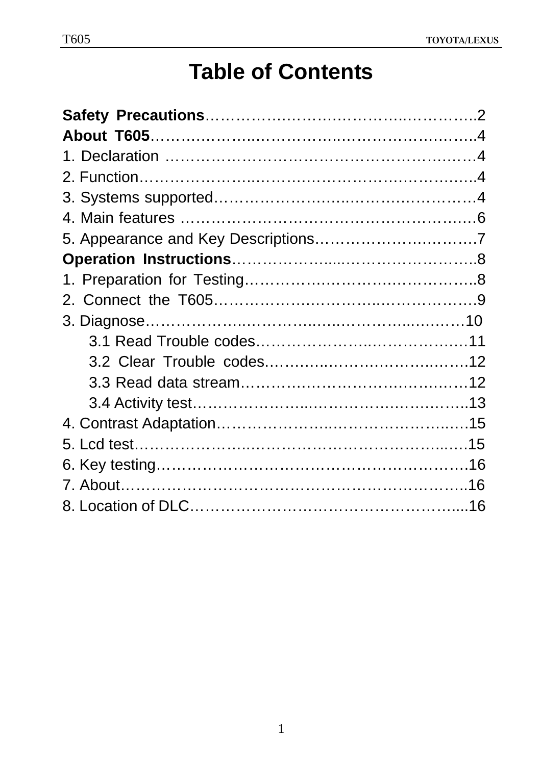# Table of Contents

**Safety Precautions**……………………………….…………..2
**About T605**……………….……………..…………………….4
1. Declaration ……………………………………………….…4
2. Function……………….……………………….…………….4
3. Systems supported…………….……..…………………….4
4. Main features ……………………………………………….6
5. Appearance and Key Descriptions…………………………7
**Operation Instructions**……………....…………………….8
1. Preparation for Testing……………..……………………..8
2. Connect the T605…………………………..……………….9
3. Diagnose……………..……………..……………..…….…10
  3.1 Read Trouble codes……………………..………….…11
  3.2 Clear Trouble codes.……….………………….…….12
  3.3 Read data stream…………………………….….……12
  3.4 Activity test……………….………..……………….13
4. Contrast Adaptation……………….…………………..….15
5. Lcd test……………….………………………………..….15
6. Key testing…………………………………………………16
7. About……………………………………………………….16
8. Location of DLC…………………………………………....16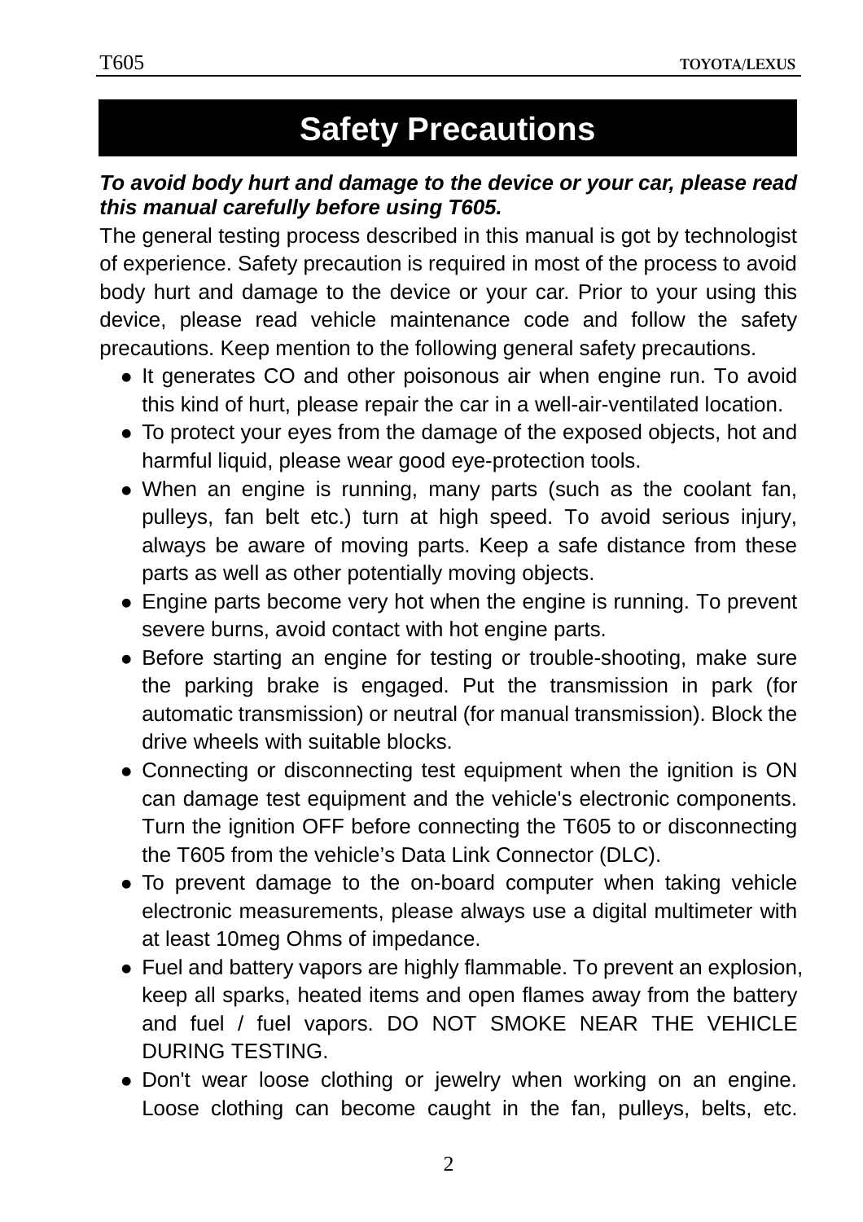# Safety Precautions

***To avoid body hurt and damage to the device or your car, please read this manual carefully before using T605.***

The general testing process described in this manual is got by technologist of experience. Safety precaution is required in most of the process to avoid body hurt and damage to the device or your car. Prior to your using this device, please read vehicle maintenance code and follow the safety precautions. Keep mention to the following general safety precautions.

- It generates CO and other poisonous air when engine run. To avoid this kind of hurt, please repair the car in a well-air-ventilated location.
- To protect your eyes from the damage of the exposed objects, hot and harmful liquid, please wear good eye-protection tools.
- When an engine is running, many parts (such as the coolant fan, pulleys, fan belt etc.) turn at high speed. To avoid serious injury, always be aware of moving parts. Keep a safe distance from these parts as well as other potentially moving objects.
- Engine parts become very hot when the engine is running. To prevent severe burns, avoid contact with hot engine parts.
- Before starting an engine for testing or trouble-shooting, make sure the parking brake is engaged. Put the transmission in park (for automatic transmission) or neutral (for manual transmission). Block the drive wheels with suitable blocks.
- Connecting or disconnecting test equipment when the ignition is ON can damage test equipment and the vehicle's electronic components. Turn the ignition OFF before connecting the T605 to or disconnecting the T605 from the vehicle’s Data Link Connector (DLC).
- To prevent damage to the on-board computer when taking vehicle electronic measurements, please always use a digital multimeter with at least 10meg Ohms of impedance.
- Fuel and battery vapors are highly flammable. To prevent an explosion, keep all sparks, heated items and open flames away from the battery and fuel / fuel vapors. DO NOT SMOKE NEAR THE VEHICLE DURING TESTING.
- Don't wear loose clothing or jewelry when working on an engine. Loose clothing can become caught in the fan, pulleys, belts, etc.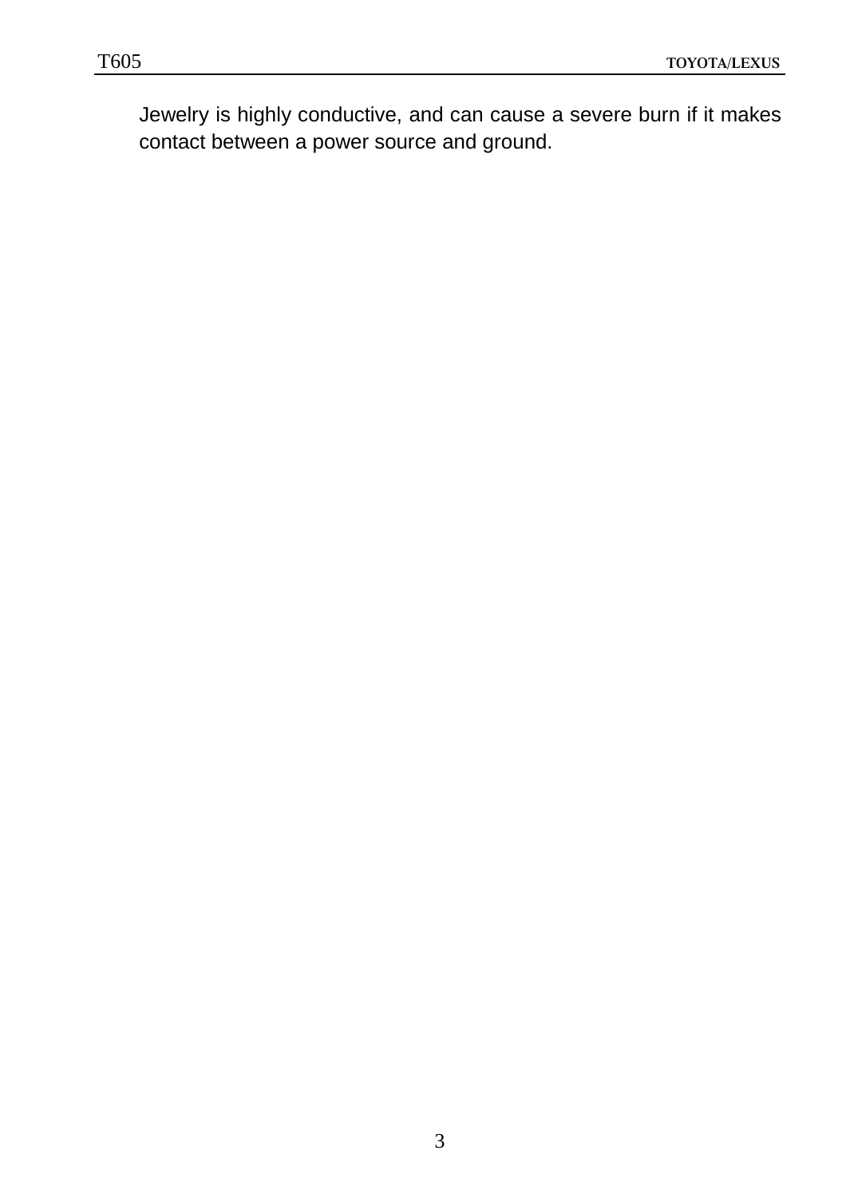Jewelry is highly conductive, and can cause a severe burn if it makes contact between a power source and ground.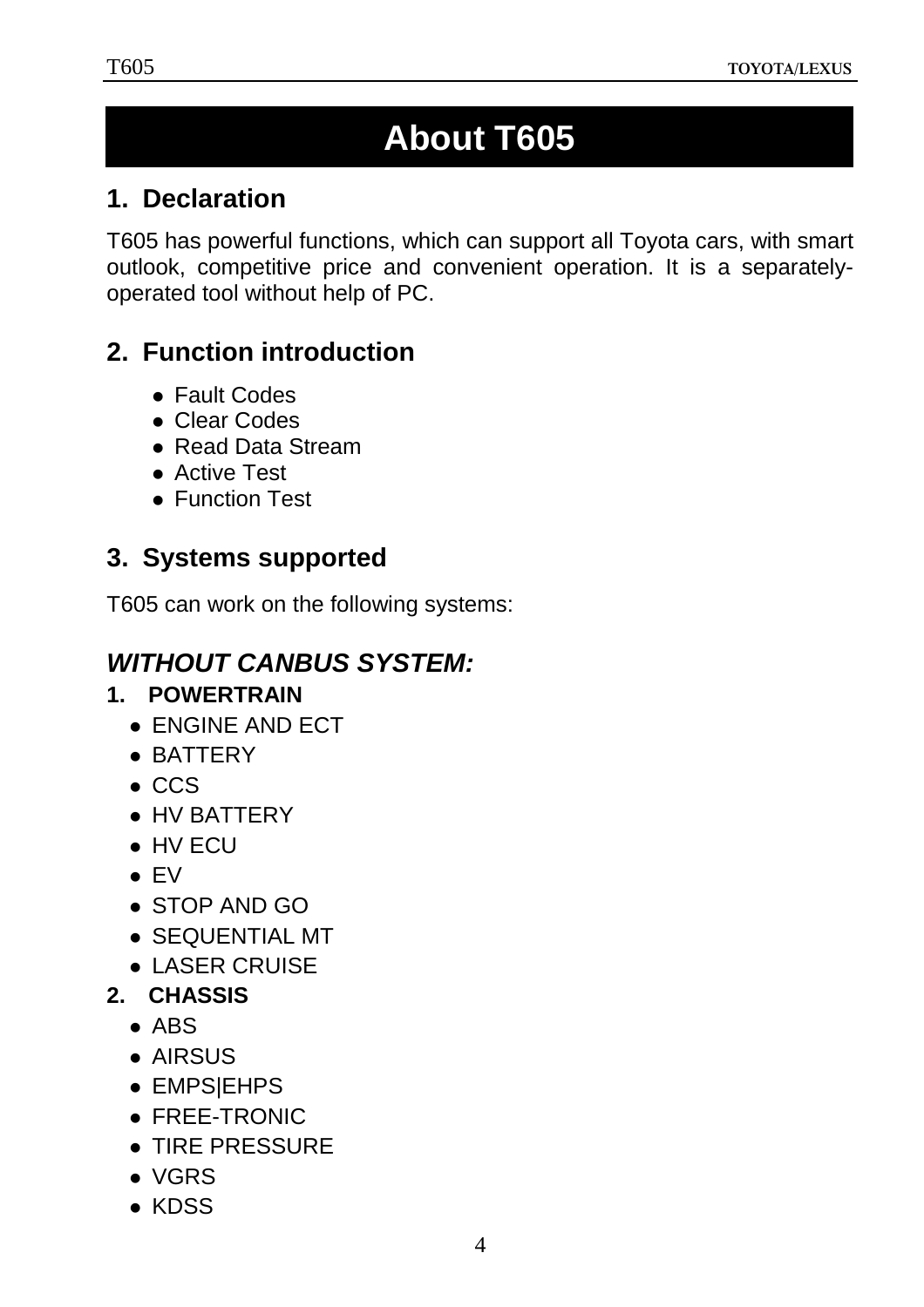# About T605

## 1. Declaration

T605 has powerful functions, which can support all Toyota cars, with smart outlook, competitive price and convenient operation. It is a separately-operated tool without help of PC.

## 2. Function introduction

- Fault Codes
- Clear Codes
- Read Data Stream
- Active Test
- Function Test

## 3. Systems supported

T605 can work on the following systems:

### *WITHOUT CANBUS SYSTEM:*

**1. POWERTRAIN**

- ENGINE AND ECT
- BATTERY
- CCS
- HV BATTERY
- HV ECU
- EV
- STOP AND GO
- SEQUENTIAL MT
- LASER CRUISE

**2. CHASSIS**

- ABS
- AIRSUS
- EMPS|EHPS
- FREE-TRONIC
- TIRE PRESSURE
- VGRS
- KDSS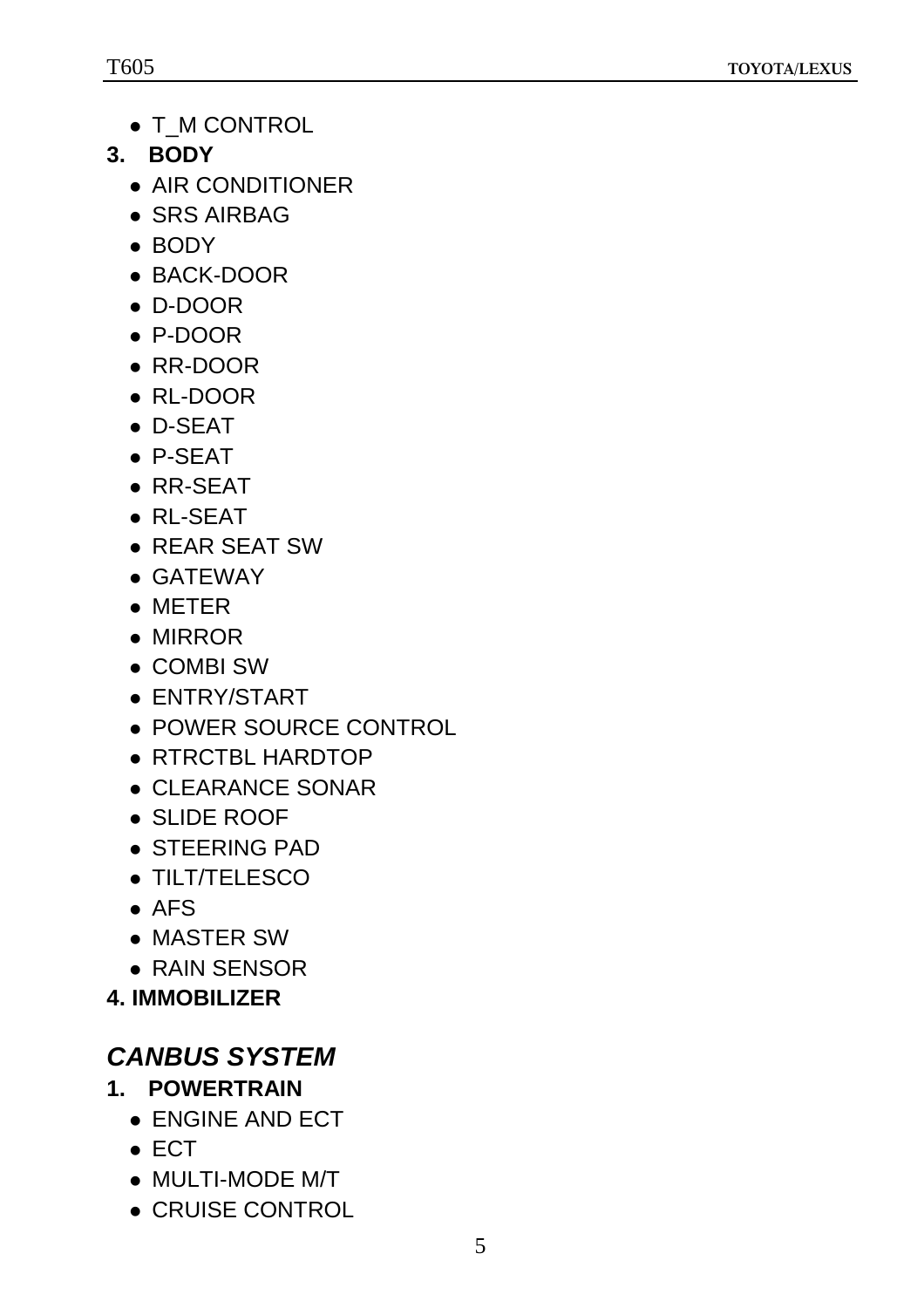- T_M CONTROL

**3. BODY**

- AIR CONDITIONER
- SRS AIRBAG
- BODY
- BACK-DOOR
- D-DOOR
- P-DOOR
- RR-DOOR
- RL-DOOR
- D-SEAT
- P-SEAT
- RR-SEAT
- RL-SEAT
- REAR SEAT SW
- GATEWAY
- METER
- MIRROR
- COMBI SW
- ENTRY/START
- POWER SOURCE CONTROL
- RTRCTBL HARDTOP
- CLEARANCE SONAR
- SLIDE ROOF
- STEERING PAD
- TILT/TELESCO
- AFS
- MASTER SW
- RAIN SENSOR

**4. IMMOBILIZER**

## *CANBUS SYSTEM*

**1. POWERTRAIN**

- ENGINE AND ECT
- ECT
- MULTI-MODE M/T
- CRUISE CONTROL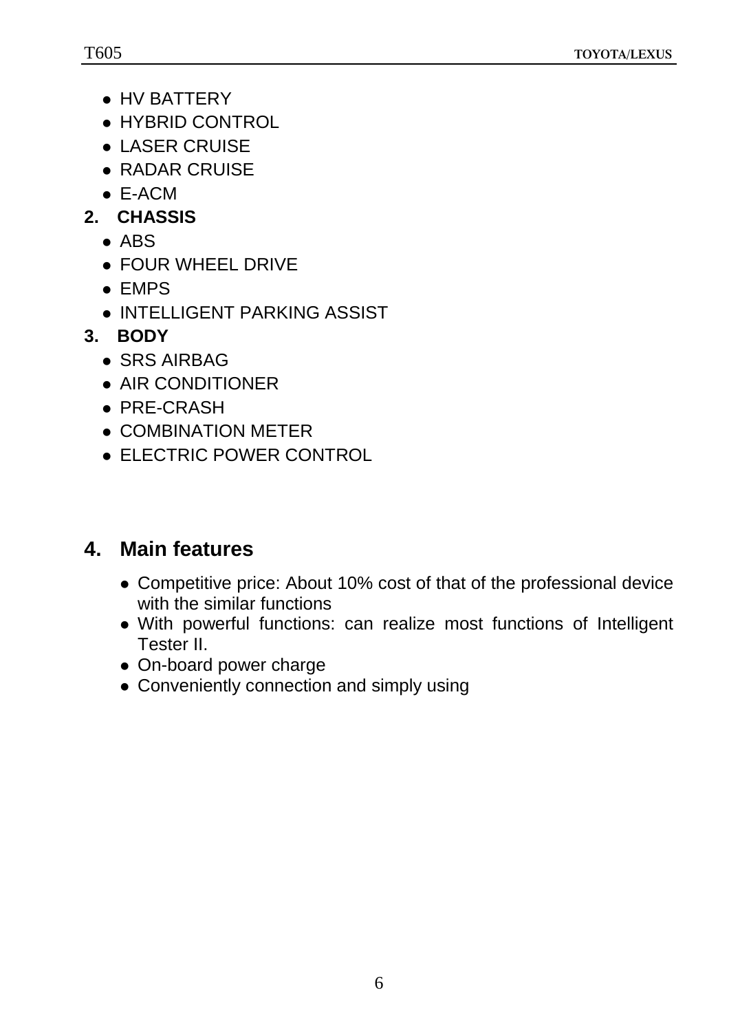- HV BATTERY
- HYBRID CONTROL
- LASER CRUISE
- RADAR CRUISE
- E-ACM

**2. CHASSIS**

- ABS
- FOUR WHEEL DRIVE
- EMPS
- INTELLIGENT PARKING ASSIST

**3. BODY**

- SRS AIRBAG
- AIR CONDITIONER
- PRE-CRASH
- COMBINATION METER
- ELECTRIC POWER CONTROL

## 4. Main features

- Competitive price: About 10% cost of that of the professional device with the similar functions
- With powerful functions: can realize most functions of Intelligent Tester II.
- On-board power charge
- Conveniently connection and simply using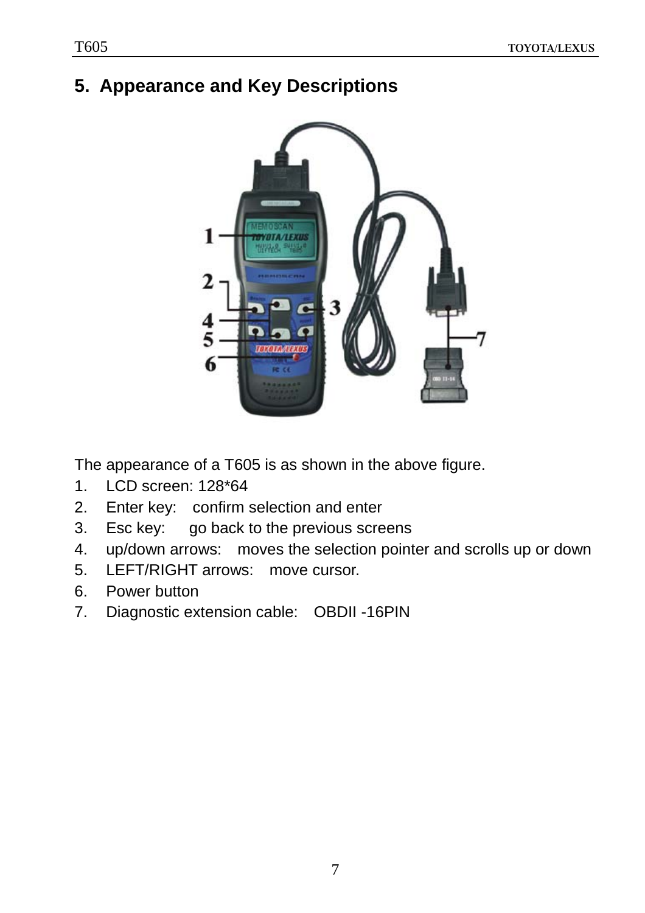## 5. Appearance and Key Descriptions

The appearance of a T605 is as shown in the above figure.

1. LCD screen: 128*64
2. Enter key: confirm selection and enter
3. Esc key: go back to the previous screens
4. up/down arrows: moves the selection pointer and scrolls up or down
5. LEFT/RIGHT arrows: move cursor.
6. Power button
7. Diagnostic extension cable: OBDII -16PIN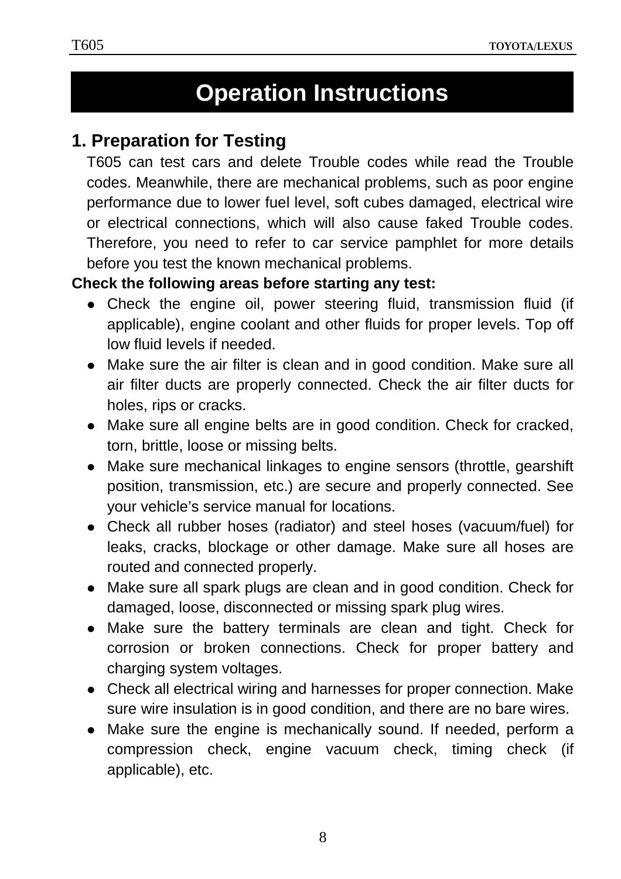# Operation Instructions

## 1. Preparation for Testing

T605 can test cars and delete Trouble codes while read the Trouble codes. Meanwhile, there are mechanical problems, such as poor engine performance due to lower fuel level, soft cubes damaged, electrical wire or electrical connections, which will also cause faked Trouble codes. Therefore, you need to refer to car service pamphlet for more details before you test the known mechanical problems.

**Check the following areas before starting any test:**

- Check the engine oil, power steering fluid, transmission fluid (if applicable), engine coolant and other fluids for proper levels. Top off low fluid levels if needed.
- Make sure the air filter is clean and in good condition. Make sure all air filter ducts are properly connected. Check the air filter ducts for holes, rips or cracks.
- Make sure all engine belts are in good condition. Check for cracked, torn, brittle, loose or missing belts.
- Make sure mechanical linkages to engine sensors (throttle, gearshift position, transmission, etc.) are secure and properly connected. See your vehicle's service manual for locations.
- Check all rubber hoses (radiator) and steel hoses (vacuum/fuel) for leaks, cracks, blockage or other damage. Make sure all hoses are routed and connected properly.
- Make sure all spark plugs are clean and in good condition. Check for damaged, loose, disconnected or missing spark plug wires.
- Make sure the battery terminals are clean and tight. Check for corrosion or broken connections. Check for proper battery and charging system voltages.
- Check all electrical wiring and harnesses for proper connection. Make sure wire insulation is in good condition, and there are no bare wires.
- Make sure the engine is mechanically sound. If needed, perform a compression check, engine vacuum check, timing check (if applicable), etc.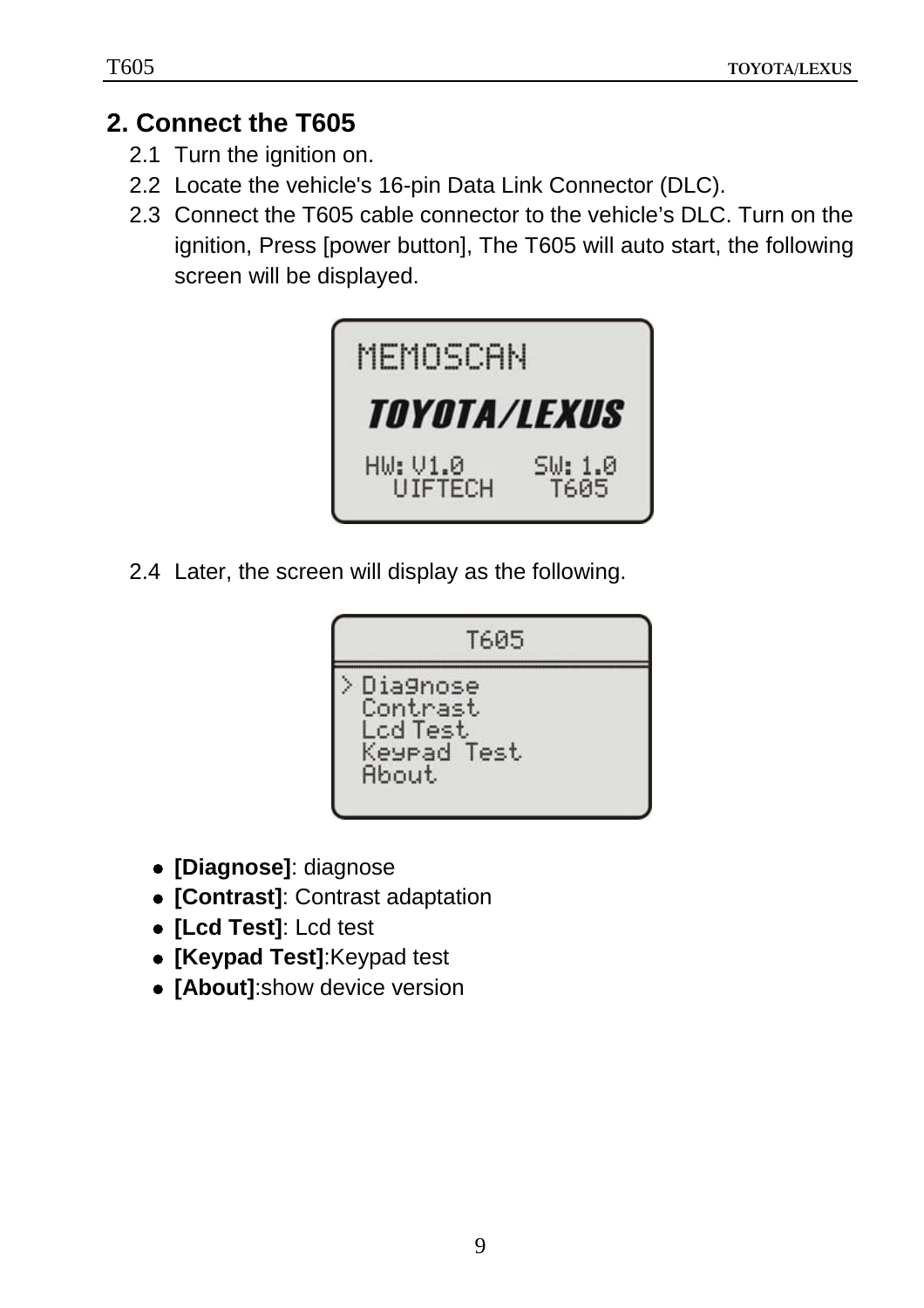## 2. Connect the T605

2.1 Turn the ignition on.

2.2 Locate the vehicle's 16-pin Data Link Connector (DLC).

2.3 Connect the T605 cable connector to the vehicle's DLC. Turn on the ignition, Press [power button], The T605 will auto start, the following screen will be displayed.

2.4 Later, the screen will display as the following.

- **[Diagnose]**: diagnose
- **[Contrast]**: Contrast adaptation
- **[Lcd Test]**: Lcd test
- **[Keypad Test]**:Keypad test
- **[About]**:show device version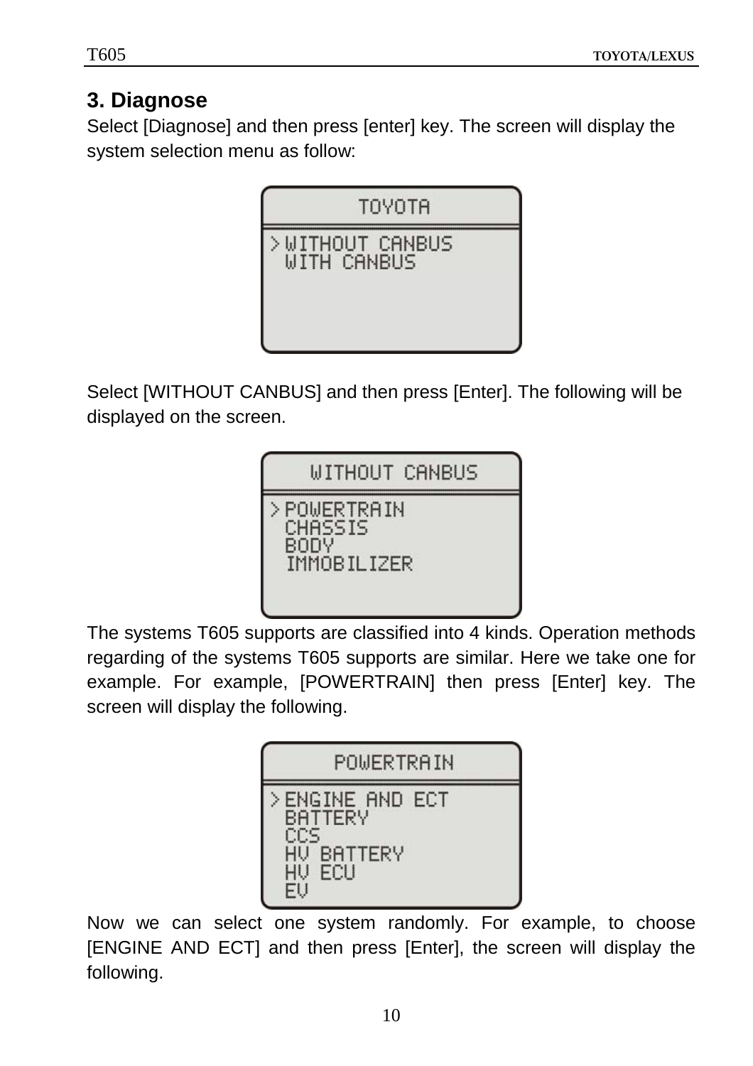### 3. Diagnose

Select [Diagnose] and then press [enter] key. The screen will display the system selection menu as follow:

```
TOYOTA
> WITHOUT CANBUS
  WITH CANBUS
```

Select [WITHOUT CANBUS] and then press [Enter]. The following will be displayed on the screen.

```
WITHOUT CANBUS
> POWERTRAIN
  CHASSIS
  BODY
  IMMOBILIZER
```

The systems T605 supports are classified into 4 kinds. Operation methods regarding of the systems T605 supports are similar. Here we take one for example. For example, [POWERTRAIN] then press [Enter] key. The screen will display the following.

```
POWERTRAIN
> ENGINE AND ECT
  BATTERY
  CCS
  HV BATTERY
  HV ECU
  EV
```

Now we can select one system randomly. For example, to choose [ENGINE AND ECT] and then press [Enter], the screen will display the following.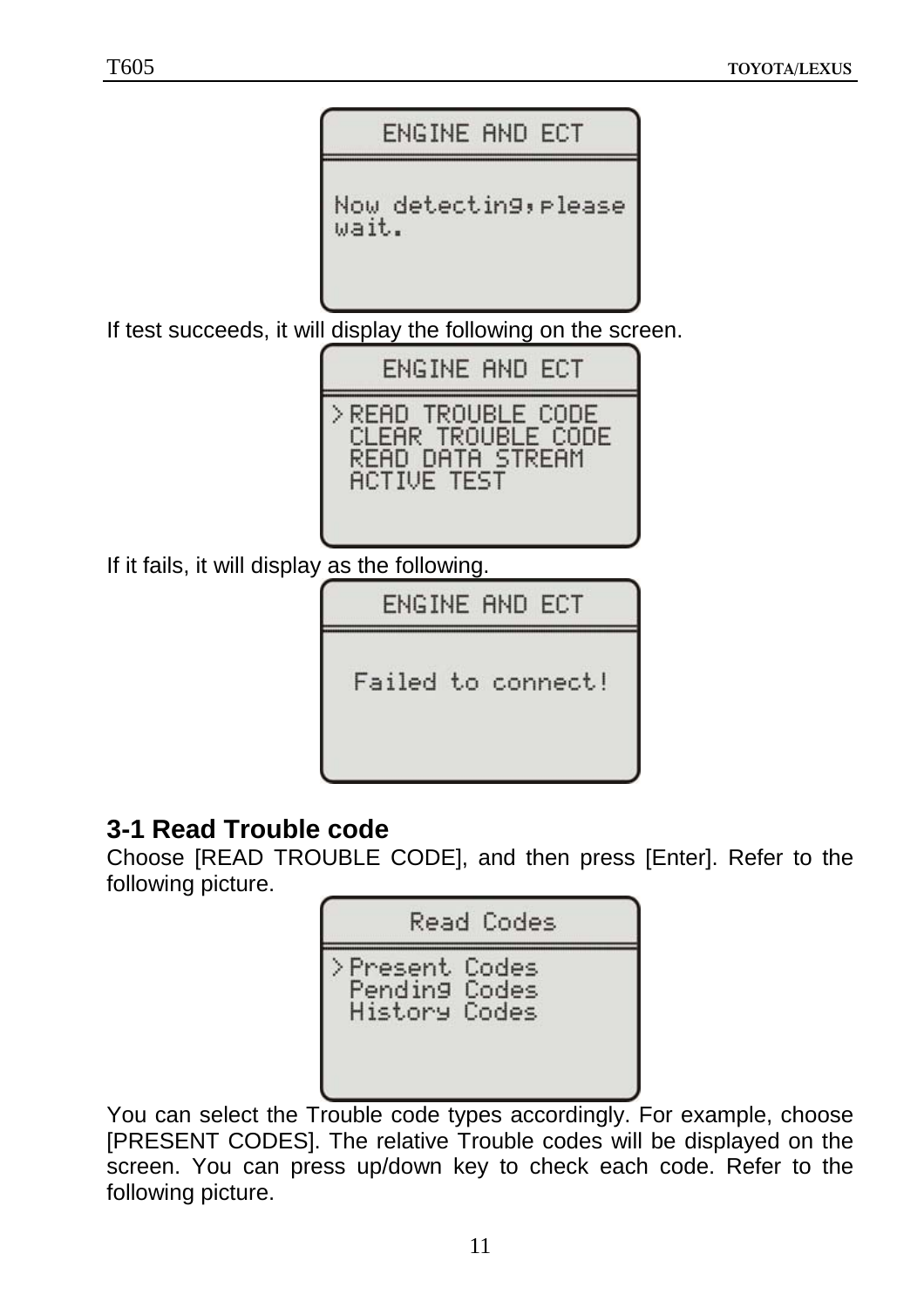```
ENGINE AND ECT

Now detecting,please
wait.
```

If test succeeds, it will display the following on the screen.

```
ENGINE AND ECT

>READ TROUBLE CODE
 CLEAR TROUBLE CODE
 READ DATA STREAM
 ACTIVE TEST
```

If it fails, it will display as the following.

```
ENGINE AND ECT

Failed to connect!
```

### 3-1 Read Trouble code

Choose [READ TROUBLE CODE], and then press [Enter]. Refer to the following picture.

```
Read Codes

>Present Codes
 Pending Codes
 History Codes
```

You can select the Trouble code types accordingly. For example, choose [PRESENT CODES]. The relative Trouble codes will be displayed on the screen. You can press up/down key to check each code. Refer to the following picture.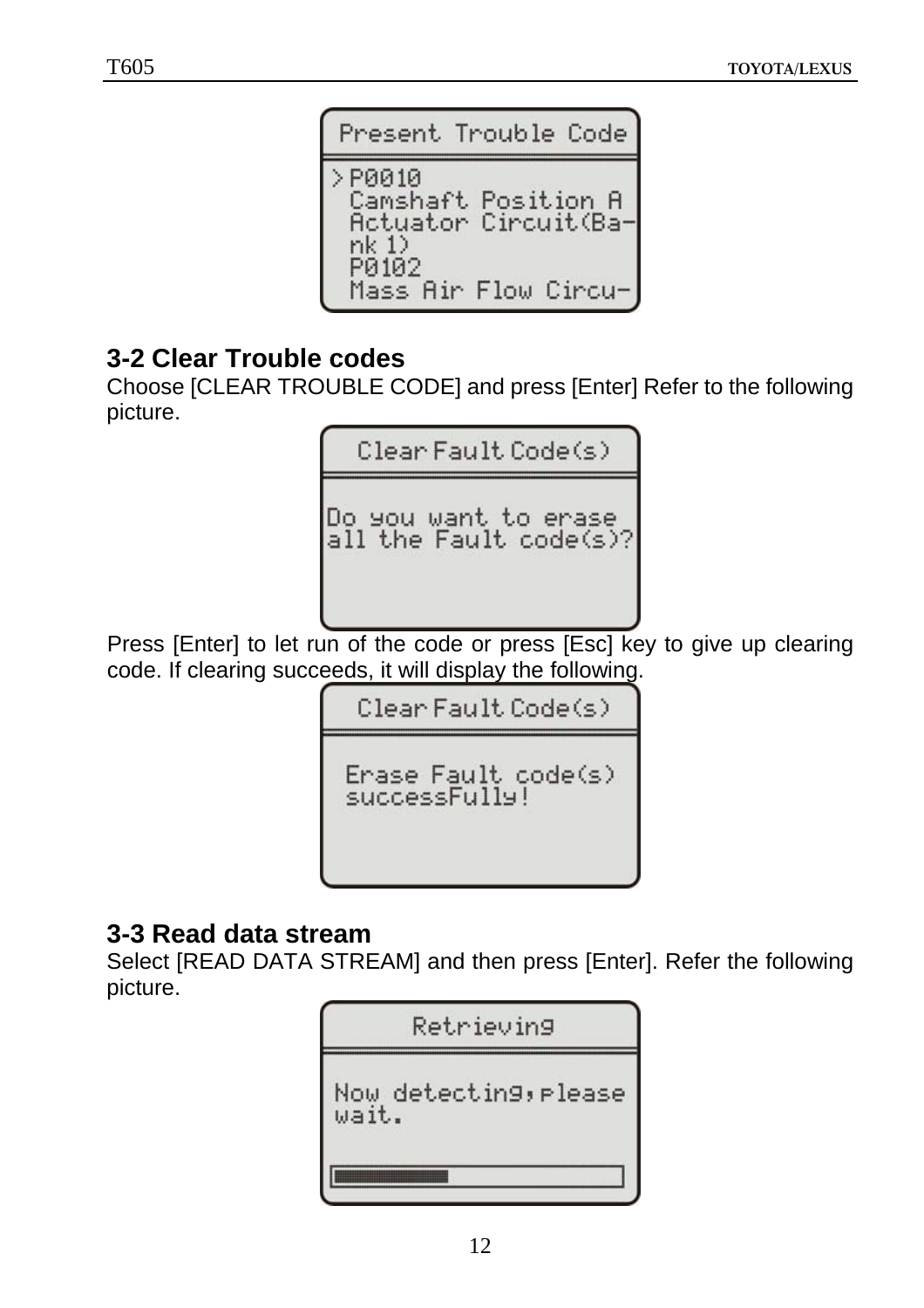### 3-2 Clear Trouble codes

Choose [CLEAR TROUBLE CODE] and press [Enter] Refer to the following picture.

Press [Enter] to let run of the code or press [Esc] key to give up clearing code. If clearing succeeds, it will display the following.

### 3-3 Read data stream

Select [READ DATA STREAM] and then press [Enter]. Refer the following picture.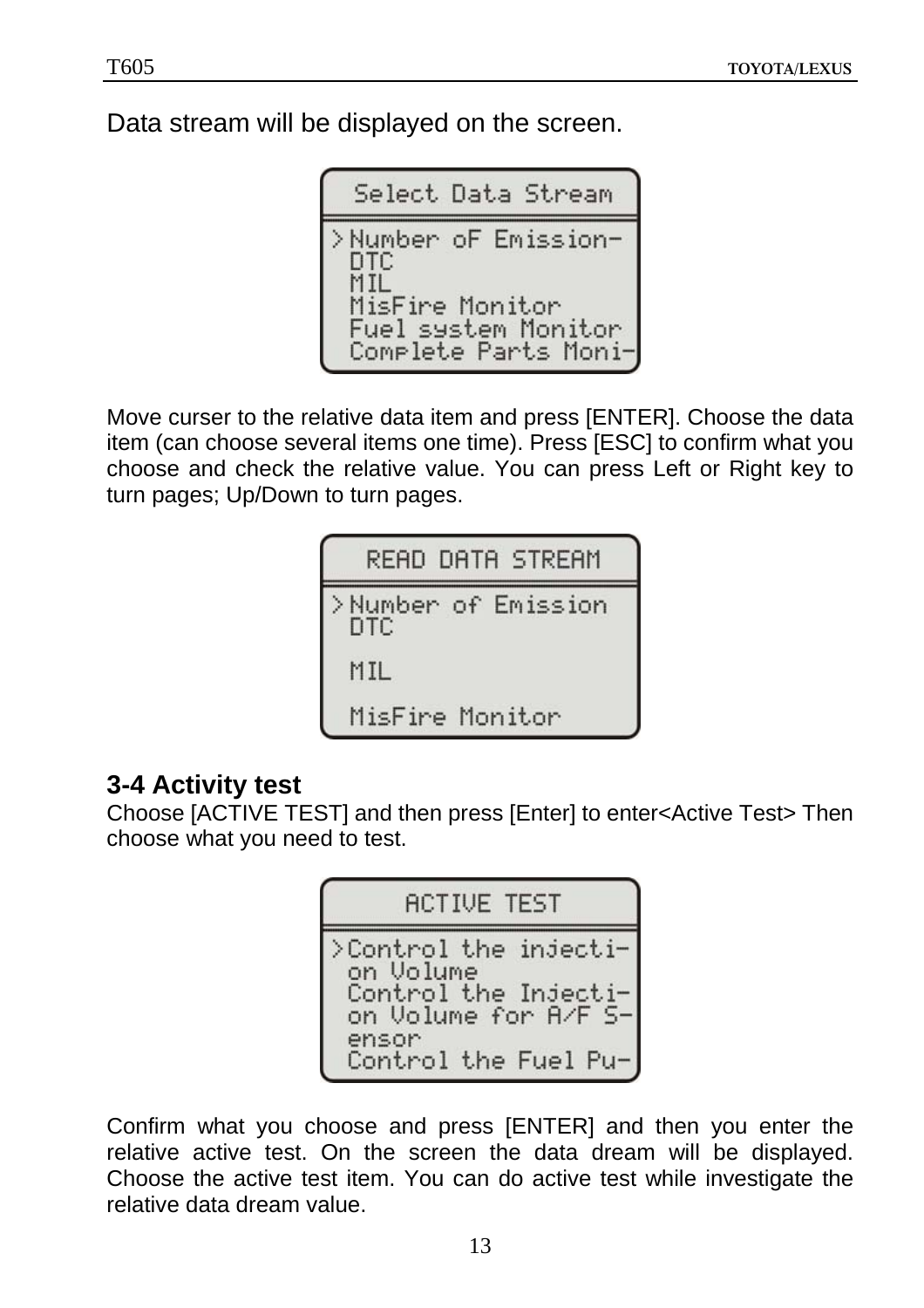Data stream will be displayed on the screen.

```
Select Data Stream
>Number oF Emission-
 DTC
 MIL
 MisFire Monitor
 Fuel system Monitor
 Complete Parts Moni-
```

Move curser to the relative data item and press [ENTER]. Choose the data item (can choose several items one time). Press [ESC] to confirm what you choose and check the relative value. You can press Left or Right key to turn pages; Up/Down to turn pages.

```
READ DATA STREAM
>Number of Emission
 DTC
 MIL
 MisFire Monitor
```

### 3-4 Activity test

Choose [ACTIVE TEST] and then press [Enter] to enter<Active Test> Then choose what you need to test.

```
ACTIVE TEST
>Control the injecti-
 on Volume
 Control the Injecti-
 on Volume for A/F S-
 ensor
 Control the Fuel Pu-
```

Confirm what you choose and press [ENTER] and then you enter the relative active test. On the screen the data dream will be displayed. Choose the active test item. You can do active test while investigate the relative data dream value.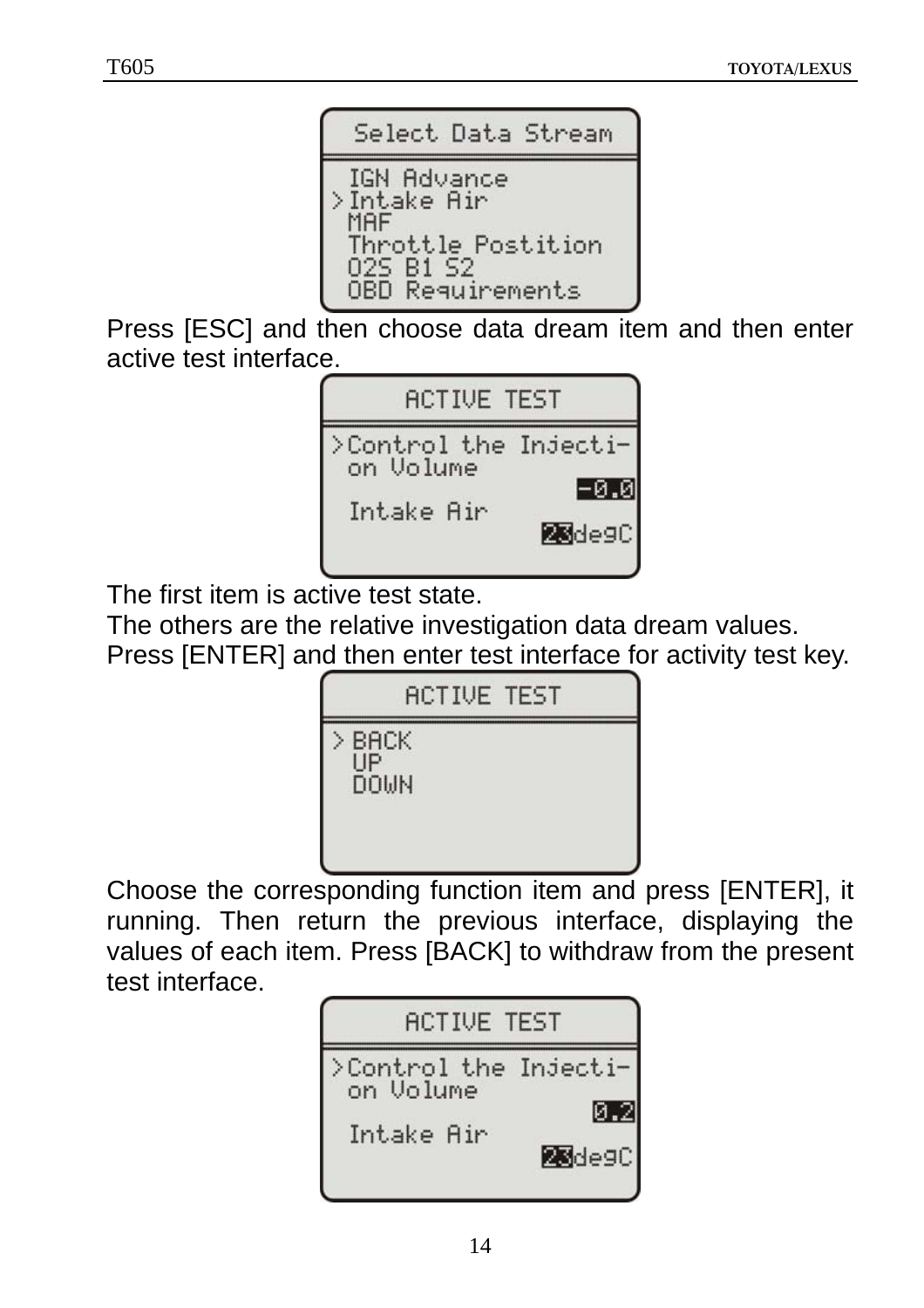```
Select Data Stream
 IGN Advance
>Intake Air
 MAF
 Throttle Postition
 O2S B1 S2
 OBD Requirements
```

Press [ESC] and then choose data dream item and then enter active test interface.

```
ACTIVE TEST
>Control the Injecti-
 on Volume
                 -0.0
 Intake Air
               23degC
```

The first item is active test state.

The others are the relative investigation data dream values.

Press [ENTER] and then enter test interface for activity test key.

```
ACTIVE TEST
> BACK
  UP
  DOWN
```

Choose the corresponding function item and press [ENTER], it running. Then return the previous interface, displaying the values of each item. Press [BACK] to withdraw from the present test interface.

```
ACTIVE TEST
>Control the Injecti-
 on Volume
                  0.2
 Intake Air
               23degC
```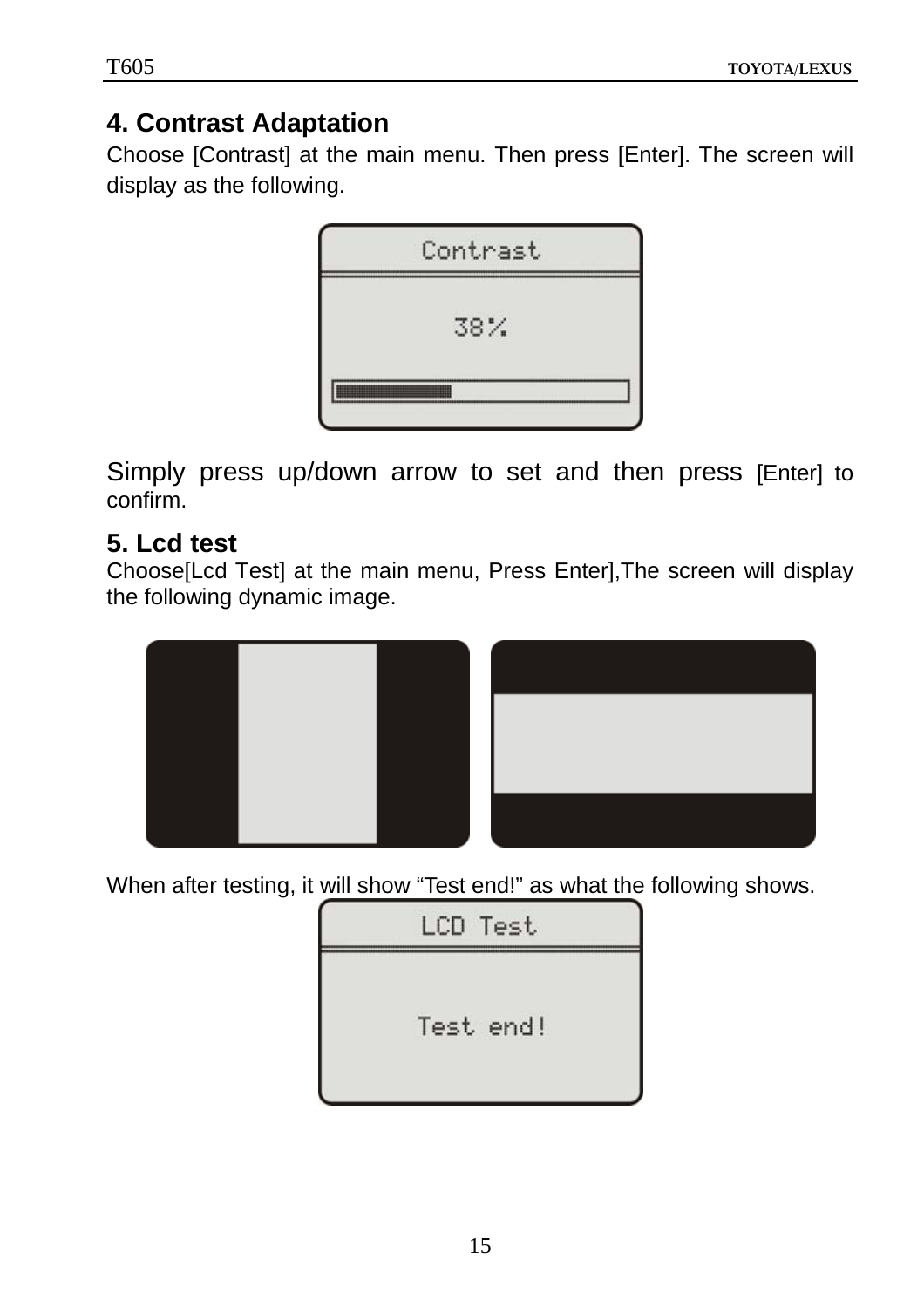## 4. Contrast Adaptation

Choose [Contrast] at the main menu. Then press [Enter]. The screen will display as the following.

Simply press up/down arrow to set and then press [Enter] to confirm.

## 5. Lcd test

Choose[Lcd Test] at the main menu, Press Enter],The screen will display the following dynamic image.

When after testing, it will show “Test end!” as what the following shows.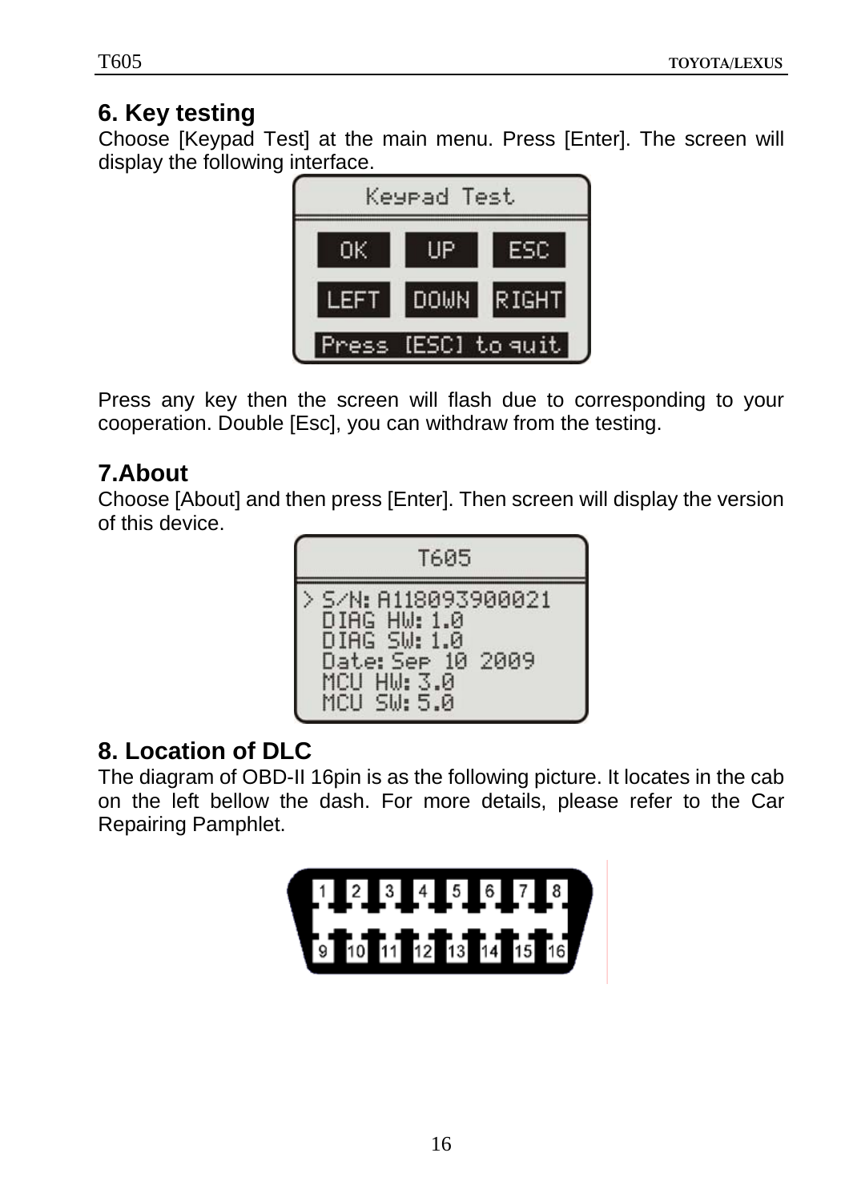## 6. Key testing

Choose [Keypad Test] at the main menu. Press [Enter]. The screen will display the following interface.

Keypad Test

OK UP ESC

LEFT DOWN RIGHT

Press [ESC] to quit

Press any key then the screen will flash due to corresponding to your cooperation. Double [Esc], you can withdraw from the testing.

## 7.About

Choose [About] and then press [Enter]. Then screen will display the version of this device.

T605

> S/N: A118093900021
DIAG HW: 1.0
DIAG SW: 1.0
Date: Sep 10 2009
MCU HW: 3.0
MCU SW: 5.0

## 8. Location of DLC

The diagram of OBD-II 16pin is as the following picture. It locates in the cab on the left bellow the dash. For more details, please refer to the Car Repairing Pamphlet.

1 2 3 4 5 6 7 8
9 10 11 12 13 14 15 16